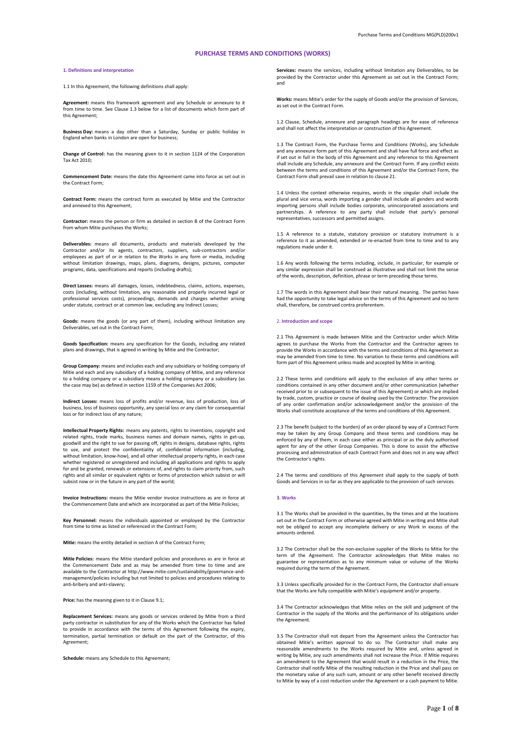# PURCHASE TERMS AND CONDITIONS (WORKS)

## 1. Definitions and interpretation

1.1 In this Agreement, the following definitions shall apply:

**Agreement:** means this framework agreement and any Schedule or annexure to it from time to time. See Clause 1.3 below for a list of documents which form part of this Agreement;

**Business Day:** means a day other than a Saturday, Sunday or public holiday in England when banks in London are open for business;

**Change of Control:** has the meaning given to it in section 1124 of the Corporation Tax Act 2010;

**Commencement Date:** means the date this Agreement came into force as set out in the Contract Form;

**Contract Form:** means the contract form as executed by Mitie and the Contractor and annexed to this Agreement;

**Contractor:** means the person or firm as detailed in section B of the Contract Form from whom Mitie purchases the Works;

**Deliverables:** means all documents, products and materials developed by the Contractor and/or its agents, contractors, suppliers, sub-contractors and/or employees as part of or in relation to the Works in any form or media, including without limitation drawings, maps, plans, diagrams, designs, pictures, computer programs, data, specifications and reports (including drafts);

**Direct Losses:** means all damages, losses, indebtedness, claims, actions, expenses, costs (including, without limitation, any reasonable and properly incurred legal or professional services costs), proceedings, demands and charges whether arising under statute, contract or at common law, excluding any Indirect Losses;

**Goods:** means the goods (or any part of them), including without limitation any Deliverables, set out in the Contract Form;

**Goods Specification:** means any specification for the Goods, including any related plans and drawings, that is agreed in writing by Mitie and the Contractor;

**Group Company:** means and includes each and any subsidiary or holding company of Mitie and each and any subsidiary of a holding company of Mitie, and any reference to a holding company or a subsidiary means a holding company or a subsidiary (as the case may be) as defined in section 1159 of the Companies Act 2006;

**Indirect Losses:** means loss of profits and/or revenue, loss of production, loss of business, loss of business opportunity, any special loss or any claim for consequential loss or for indirect loss of any nature;

**Intellectual Property Rights:** means any patents, rights to inventions, copyright and related rights, trade marks, business names and domain names, rights in get-up, goodwill and the right to sue for passing off, rights in designs, database rights, rights to use, and protect the confidentiality of, confidential information (including, without limitation, know-how), and all other intellectual property rights, in each case whether registered or unregistered and including all applications and rights to apply for and be granted, renewals or extensions of, and rights to claim priority from, such rights and all similar or equivalent rights or forms of protection which subsist or will subsist now or in the future in any part of the world;

**Invoice Instructions:** means the Mitie vendor invoice instructions as are in force at the Commencement Date and which are incorporated as part of the Mitie Policies;

**Key Personnel:** means the individuals appointed or employed by the Contractor from time to time as listed or referenced in the Contract Form;

**Mitie:** means the entity detailed in section A of the Contract Form;

**Mitie Policies:** means the Mitie standard policies and procedures as are in force at the Commencement Date and as may be amended from time to time and are available to the Contractor at http://www.mitie.com/sustainability/governance-and-management/policies including but not limited to policies and procedures relating to anti-bribery and anti-slavery;

**Price:** has the meaning given to it in Clause 9.1;

**Replacement Services:** means any goods or services ordered by Mitie from a third party contractor in substitution for any of the Works which the Contractor has failed to provide in accordance with the terms of this Agreement following the expiry, termination, partial termination or default on the part of the Contractor, of this Agreement;

**Schedule:** means any Schedule to this Agreement;

**Services:** means the services, including without limitation any Deliverables, to be provided by the Contractor under this Agreement as set out in the Contract Form; and

**Works:** means Mitie's order for the supply of Goods and/or the provision of Services, as set out in the Contract Form.

1.2 Clause, Schedule, annexure and paragraph headings are for ease of reference and shall not affect the interpretation or construction of this Agreement.

1.3 The Contract Form, the Purchase Terms and Conditions (Works), any Schedule and any annexure form part of this Agreement and shall have full force and effect as if set out in full in the body of this Agreement and any reference to this Agreement shall include any Schedule, any annexure and the Contract Form. If any conflict exists between the terms and conditions of this Agreement and/or the Contract Form, the Contract Form shall prevail save in relation to clause 21.

1.4 Unless the context otherwise requires, words in the singular shall include the plural and vice versa, words importing a gender shall include all genders and words importing persons shall include bodies corporate, unincorporated associations and partnerships. A reference to any party shall include that party's personal representatives, successors and permitted assigns.

1.5 A reference to a statute, statutory provision or statutory instrument is a reference to it as amended, extended or re-enacted from time to time and to any regulations made under it.

1.6 Any words following the terms including, include, in particular, for example or any similar expression shall be construed as illustrative and shall not limit the sense of the words, description, definition, phrase or term preceding those terms.

1.7 The words in this Agreement shall bear their natural meaning. The parties have had the opportunity to take legal advice on the terms of this Agreement and no term shall, therefore, be construed contra proferentem.

## 2. Introduction and scope

2.1 This Agreement is made between Mitie and the Contractor under which Mitie agrees to purchase the Works from the Contractor and the Contractor agrees to provide the Works in accordance with the terms and conditions of this Agreement as may be amended from time to time. No variation to these terms and conditions will form part of this Agreement unless made and accepted by Mitie in writing.

2.2 These terms and conditions will apply to the exclusion of any other terms or conditions contained in any other document and/or other communication (whether received prior to or subsequent to the issue of this Agreement) or which are implied by trade, custom, practice or course of dealing used by the Contractor. The provision of any order confirmation and/or acknowledgement and/or the provision of the Works shall constitute acceptance of the terms and conditions of this Agreement.

2.3 The benefit (subject to the burden) of an order placed by way of a Contract Form may be taken by any Group Company and these terms and conditions may be enforced by any of them, in each case either as principal or as the duly authorised agent for any of the other Group Companies. This is done to assist the effective processing and administration of each Contract Form and does not in any way affect the Contractor's rights.

2.4 The terms and conditions of this Agreement shall apply to the supply of both Goods and Services in so far as they are applicable to the provision of such services.

## 3. Works

3.1 The Works shall be provided in the quantities, by the times and at the locations set out in the Contract Form or otherwise agreed with Mitie in writing and Mitie shall not be obliged to accept any incomplete delivery or any Work in excess of the amounts ordered.

3.2 The Contractor shall be the non-exclusive supplier of the Works to Mitie for the term of the Agreement. The Contractor acknowledges that Mitie makes no guarantee or representation as to any minimum value or volume of the Works required during the term of the Agreement.

3.3 Unless specifically provided for in the Contract Form, the Contractor shall ensure that the Works are fully compatible with Mitie's equipment and/or property.

3.4 The Contractor acknowledges that Mitie relies on the skill and judgment of the Contractor in the supply of the Works and the performance of its obligations under the Agreement.

3.5 The Contractor shall not depart from the Agreement unless the Contractor has obtained Mitie's written approval to do so. The Contractor shall make any reasonable amendments to the Works required by Mitie and, unless agreed in writing by Mitie, any such amendments shall not increase the Price. If Mitie requires an amendment to the Agreement that would result in a reduction in the Price, the Contractor shall notify Mitie of the resulting reduction in the Price and shall pass on the monetary value of any such sum, amount or any other benefit received directly to Mitie by way of a cost reduction under the Agreement or a cash payment to Mitie.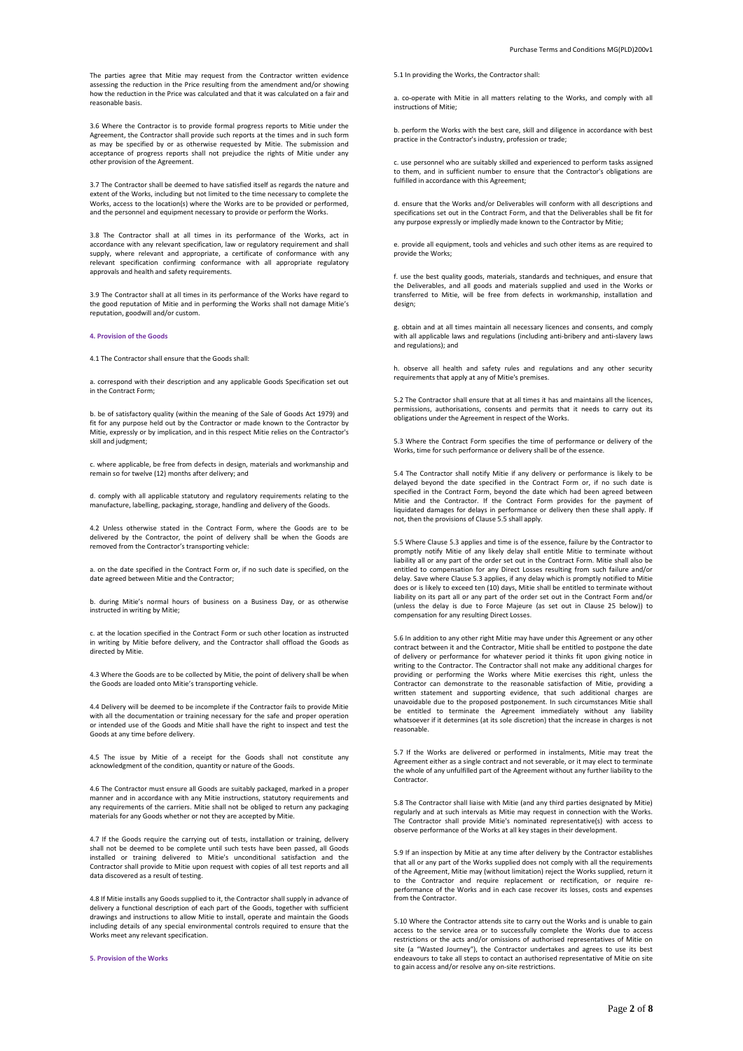The parties agree that Mitie may request from the Contractor written evidence assessing the reduction in the Price resulting from the amendment and/or showing how the reduction in the Price was calculated and that it was calculated on a fair and reasonable basis.

3.6 Where the Contractor is to provide formal progress reports to Mitie under the Agreement, the Contractor shall provide such reports at the times and in such form as may be specified by or as otherwise requested by Mitie. The submission and acceptance of progress reports shall not prejudice the rights of Mitie under any other provision of the Agreement.

3.7 The Contractor shall be deemed to have satisfied itself as regards the nature and extent of the Works, including but not limited to the time necessary to complete the Works, access to the location(s) where the Works are to be provided or performed, and the personnel and equipment necessary to provide or perform the Works.

3.8 The Contractor shall at all times in its performance of the Works, act in accordance with any relevant specification, law or regulatory requirement and shall supply, where relevant and appropriate, a certificate of conformance with any relevant specification confirming conformance with all appropriate regulatory approvals and health and safety requirements.

3.9 The Contractor shall at all times in its performance of the Works have regard to the good reputation of Mitie and in performing the Works shall not damage Mitie's reputation, goodwill and/or custom.

#### 4. Provision of the Goods

4.1 The Contractor shall ensure that the Goods shall:

a. correspond with their description and any applicable Goods Specification set out in the Contract Form;

b. be of satisfactory quality (within the meaning of the Sale of Goods Act 1979) and fit for any purpose held out by the Contractor or made known to the Contractor by Mitie, expressly or by implication, and in this respect Mitie relies on the Contractor's skill and judgment;

c. where applicable, be free from defects in design, materials and workmanship and remain so for twelve (12) months after delivery; and

d. comply with all applicable statutory and regulatory requirements relating to the manufacture, labelling, packaging, storage, handling and delivery of the Goods.

4.2 Unless otherwise stated in the Contract Form, where the Goods are to be delivered by the Contractor, the point of delivery shall be when the Goods are removed from the Contractor's transporting vehicle:

a. on the date specified in the Contract Form or, if no such date is specified, on the date agreed between Mitie and the Contractor;

b. during Mitie's normal hours of business on a Business Day, or as otherwise instructed in writing by Mitie;

c. at the location specified in the Contract Form or such other location as instructed in writing by Mitie before delivery, and the Contractor shall offload the Goods as directed by Mitie.

4.3 Where the Goods are to be collected by Mitie, the point of delivery shall be when the Goods are loaded onto Mitie's transporting vehicle.

4.4 Delivery will be deemed to be incomplete if the Contractor fails to provide Mitie with all the documentation or training necessary for the safe and proper operation or intended use of the Goods and Mitie shall have the right to inspect and test the Goods at any time before delivery.

4.5 The issue by Mitie of a receipt for the Goods shall not constitute any acknowledgment of the condition, quantity or nature of the Goods.

4.6 The Contractor must ensure all Goods are suitably packaged, marked in a proper manner and in accordance with any Mitie instructions, statutory requirements and any requirements of the carriers. Mitie shall not be obliged to return any packaging materials for any Goods whether or not they are accepted by Mitie.

4.7 If the Goods require the carrying out of tests, installation or training, delivery shall not be deemed to be complete until such tests have been passed, all Goods installed or training delivered to Mitie's unconditional satisfaction and the Contractor shall provide to Mitie upon request with copies of all test reports and all data discovered as a result of testing.

4.8 If Mitie installs any Goods supplied to it, the Contractor shall supply in advance of delivery a functional description of each part of the Goods, together with sufficient drawings and instructions to allow Mitie to install, operate and maintain the Goods including details of any special environmental controls required to ensure that the Works meet any relevant specification.

#### 5. Provision of the Works

5.1 In providing the Works, the Contractor shall:

a. co-operate with Mitie in all matters relating to the Works, and comply with all instructions of Mitie;

b. perform the Works with the best care, skill and diligence in accordance with best practice in the Contractor's industry, profession or trade;

c. use personnel who are suitably skilled and experienced to perform tasks assigned to them, and in sufficient number to ensure that the Contractor's obligations are fulfilled in accordance with this Agreement;

d. ensure that the Works and/or Deliverables will conform with all descriptions and specifications set out in the Contract Form, and that the Deliverables shall be fit for any purpose expressly or impliedly made known to the Contractor by Mitie;

e. provide all equipment, tools and vehicles and such other items as are required to provide the Works;

f. use the best quality goods, materials, standards and techniques, and ensure that the Deliverables, and all goods and materials supplied and used in the Works or transferred to Mitie, will be free from defects in workmanship, installation and design;

g. obtain and at all times maintain all necessary licences and consents, and comply with all applicable laws and regulations (including anti-bribery and anti-slavery laws and regulations); and

h. observe all health and safety rules and regulations and any other security requirements that apply at any of Mitie's premises.

5.2 The Contractor shall ensure that at all times it has and maintains all the licences, permissions, authorisations, consents and permits that it needs to carry out its obligations under the Agreement in respect of the Works.

5.3 Where the Contract Form specifies the time of performance or delivery of the Works, time for such performance or delivery shall be of the essence.

5.4 The Contractor shall notify Mitie if any delivery or performance is likely to be delayed beyond the date specified in the Contract Form or, if no such date is specified in the Contract Form, beyond the date which had been agreed between Mitie and the Contractor. If the Contract Form provides for the payment of liquidated damages for delays in performance or delivery then these shall apply. If not, then the provisions of Clause 5.5 shall apply.

5.5 Where Clause 5.3 applies and time is of the essence, failure by the Contractor to promptly notify Mitie of any likely delay shall entitle Mitie to terminate without liability all or any part of the order set out in the Contract Form. Mitie shall also be entitled to compensation for any Direct Losses resulting from such failure and/or delay. Save where Clause 5.3 applies, if any delay which is promptly notified to Mitie does or is likely to exceed ten (10) days, Mitie shall be entitled to terminate without liability on its part all or any part of the order set out in the Contract Form and/or (unless the delay is due to Force Majeure (as set out in Clause 25 below)) to compensation for any resulting Direct Losses.

5.6 In addition to any other right Mitie may have under this Agreement or any other contract between it and the Contractor, Mitie shall be entitled to postpone the date of delivery or performance for whatever period it thinks fit upon giving notice in writing to the Contractor. The Contractor shall not make any additional charges for providing or performing the Works where Mitie exercises this right, unless the Contractor can demonstrate to the reasonable satisfaction of Mitie, providing a written statement and supporting evidence, that such additional charges are unavoidable due to the proposed postponement. In such circumstances Mitie shall be entitled to terminate the Agreement immediately without any liability whatsoever if it determines (at its sole discretion) that the increase in charges is not reasonable.

5.7 If the Works are delivered or performed in instalments, Mitie may treat the Agreement either as a single contract and not severable, or it may elect to terminate the whole of any unfulfilled part of the Agreement without any further liability to the Contractor.

5.8 The Contractor shall liaise with Mitie (and any third parties designated by Mitie) regularly and at such intervals as Mitie may request in connection with the Works. The Contractor shall provide Mitie's nominated representative(s) with access to observe performance of the Works at all key stages in their development.

5.9 If an inspection by Mitie at any time after delivery by the Contractor establishes that all or any part of the Works supplied does not comply with all the requirements of the Agreement, Mitie may (without limitation) reject the Works supplied, return it to the Contractor and require replacement or rectification, or require re-performance of the Works and in each case recover its losses, costs and expenses from the Contractor.

5.10 Where the Contractor attends site to carry out the Works and is unable to gain access to the service area or to successfully complete the Works due to access restrictions or the acts and/or omissions of authorised representatives of Mitie on site (a "Wasted Journey"), the Contractor undertakes and agrees to use its best endeavours to take all steps to contact an authorised representative of Mitie on site to gain access and/or resolve any on-site restrictions.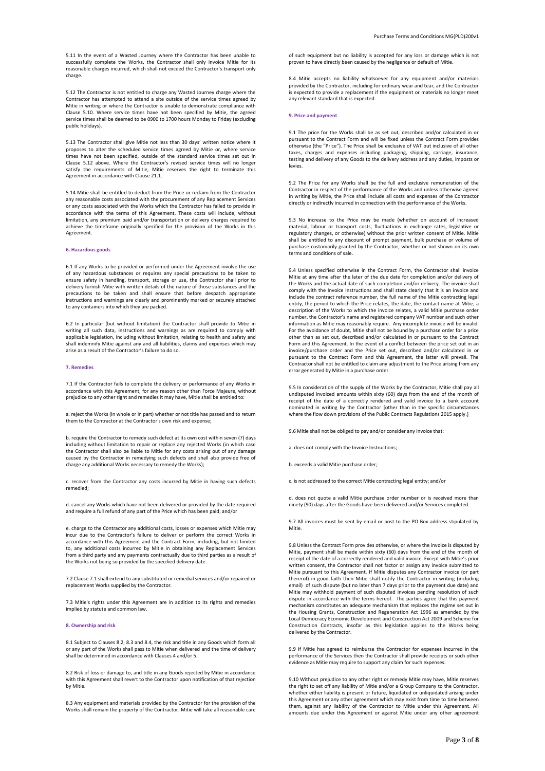5.11 In the event of a Wasted Journey where the Contractor has been unable to successfully complete the Works, the Contractor shall only invoice Mitie for its reasonable charges incurred, which shall not exceed the Contractor's transport only charge.

5.12 The Contractor is not entitled to charge any Wasted Journey charge where the Contractor has attempted to attend a site outside of the service times agreed by Mitie in writing or where the Contractor is unable to demonstrate compliance with Clause 5.10. Where service times have not been specified by Mitie, the agreed service times shall be deemed to be 0900 to 1700 hours Monday to Friday (excluding public holidays).

5.13 The Contractor shall give Mitie not less than 30 days' written notice where it proposes to alter the scheduled service times agreed by Mitie or, where service times have not been specified, outside of the standard service times set out in Clause 5.12 above. Where the Contractor's revised service times will no longer satisfy the requirements of Mitie, Mitie reserves the right to terminate this Agreement in accordance with Clause 21.1.

5.14 Mitie shall be entitled to deduct from the Price or reclaim from the Contractor any reasonable costs associated with the procurement of any Replacement Services or any costs associated with the Works which the Contractor has failed to provide in accordance with the terms of this Agreement. These costs will include, without limitation, any premium paid and/or transportation or delivery charges required to achieve the timeframe originally specified for the provision of the Works in this Agreement.

### 6. Hazardous goods

6.1 If any Works to be provided or performed under the Agreement involve the use of any hazardous substances or requires any special precautions to be taken to ensure safety in handling, transport, storage or use, the Contractor shall prior to delivery furnish Mitie with written details of the nature of those substances and the precautions to be taken and shall ensure that before despatch appropriate instructions and warnings are clearly and prominently marked or securely attached to any containers into which they are packed.

6.2 In particular (but without limitation) the Contractor shall provide to Mitie in writing all such data, instructions and warnings as are required to comply with applicable legislation, including without limitation, relating to health and safety and shall indemnify Mitie against any and all liabilities, claims and expenses which may arise as a result of the Contractor's failure to do so.

### 7. Remedies

7.1 If the Contractor fails to complete the delivery or performance of any Works in accordance with this Agreement, for any reason other than Force Majeure, without prejudice to any other right and remedies it may have, Mitie shall be entitled to:

a. reject the Works (in whole or in part) whether or not title has passed and to return them to the Contractor at the Contractor's own risk and expense;

b. require the Contractor to remedy such defect at its own cost within seven (7) days including without limitation to repair or replace any rejected Works (in which case the Contractor shall also be liable to Mitie for any costs arising out of any damage caused by the Contractor in remedying such defects and shall also provide free of charge any additional Works necessary to remedy the Works);

c. recover from the Contractor any costs incurred by Mitie in having such defects remedied;

d. cancel any Works which have not been delivered or provided by the date required and require a full refund of any part of the Price which has been paid; and/or

e. charge to the Contractor any additional costs, losses or expenses which Mitie may incur due to the Contractor's failure to deliver or perform the correct Works in accordance with this Agreement and the Contract Form, including, but not limited to, any additional costs incurred by Mitie in obtaining any Replacement Services from a third party and any payments contractually due to third parties as a result of the Works not being so provided by the specified delivery date.

7.2 Clause 7.1 shall extend to any substituted or remedial services and/or repaired or replacement Works supplied by the Contractor.

7.3 Mitie's rights under this Agreement are in addition to its rights and remedies implied by statute and common law.

### 8. Ownership and risk

8.1 Subject to Clauses 8.2, 8.3 and 8.4, the risk and title in any Goods which form all or any part of the Works shall pass to Mitie when delivered and the time of delivery shall be determined in accordance with Clauses 4 and/or 5.

8.2 Risk of loss or damage to, and title in any Goods rejected by Mitie in accordance with this Agreement shall revert to the Contractor upon notification of that rejection by Mitie.

8.3 Any equipment and materials provided by the Contractor for the provision of the Works shall remain the property of the Contractor. Mitie will take all reasonable care of such equipment but no liability is accepted for any loss or damage which is not proven to have directly been caused by the negligence or default of Mitie.

8.4 Mitie accepts no liability whatsoever for any equipment and/or materials provided by the Contractor, including for ordinary wear and tear, and the Contractor is expected to provide a replacement if the equipment or materials no longer meet any relevant standard that is expected.

### 9. Price and payment

9.1 The price for the Works shall be as set out, described and/or calculated in or pursuant to the Contract Form and will be fixed unless the Contract Form provides otherwise (the "Price"). The Price shall be exclusive of VAT but inclusive of all other taxes, charges and expenses including packaging, shipping, carriage, insurance, testing and delivery of any Goods to the delivery address and any duties, imposts or levies.

9.2 The Price for any Works shall be the full and exclusive remuneration of the Contractor in respect of the performance of the Works and unless otherwise agreed in writing by Mitie, the Price shall include all costs and expenses of the Contractor directly or indirectly incurred in connection with the performance of the Works.

9.3 No increase to the Price may be made (whether on account of increased material, labour or transport costs, fluctuations in exchange rates, legislative or regulatory changes, or otherwise) without the prior written consent of Mitie. Mitie shall be entitled to any discount of prompt payment, bulk purchase or volume of purchase customarily granted by the Contractor, whether or not shown on its own terms and conditions of sale.

9.4 Unless specified otherwise in the Contract Form, the Contractor shall invoice Mitie at any time after the later of the due date for completion and/or delivery of the Works and the actual date of such completion and/or delivery. The invoice shall comply with the Invoice Instructions and shall state clearly that it is an invoice and include the contract reference number, the full name of the Mitie contracting legal entity, the period to which the Price relates, the date, the contact name at Mitie, a description of the Works to which the invoice relates, a valid Mitie purchase order number, the Contractor's name and registered company VAT number and such other information as Mitie may reasonably require. Any incomplete invoice will be invalid. For the avoidance of doubt, Mitie shall not be bound by a purchase order for a price other than as set out, described and/or calculated in or pursuant to the Contract Form and this Agreement. In the event of a conflict between the price set out in an invoice/purchase order and the Price set out, described and/or calculated in or pursuant to the Contract Form and this Agreement, the latter will prevail. The Contractor shall not be entitled to claim any adjustment to the Price arising from any error generated by Mitie in a purchase order.

9.5 In consideration of the supply of the Works by the Contractor, Mitie shall pay all undisputed invoiced amounts within sixty (60) days from the end of the month of receipt of the date of a correctly rendered and valid invoice to a bank account nominated in writing by the Contractor [other than in the specific circumstances where the flow down provisions of the Public Contracts Regulations 2015 apply.]

9.6 Mitie shall not be obliged to pay and/or consider any invoice that:

a. does not comply with the Invoice Instructions;

b. exceeds a valid Mitie purchase order;

c. is not addressed to the correct Mitie contracting legal entity; and/or

d. does not quote a valid Mitie purchase order number or is received more than ninety (90) days after the Goods have been delivered and/or Services completed.

9.7 All invoices must be sent by email or post to the PO Box address stipulated by Mitie.

9.8 Unless the Contract Form provides otherwise, or where the invoice is disputed by Mitie, payment shall be made within sixty (60) days from the end of the month of receipt of the date of a correctly rendered and valid invoice. Except with Mitie's prior written consent, the Contractor shall not factor or assign any invoice submitted to Mitie pursuant to this Agreement. If Mitie disputes any Contractor invoice (or part thererof) in good faith then Mitie shall notify the Contractor in writing (including email) of such dispute (but no later than 7 days prior to the payment due date) and Mitie may withhold payment of such disputed invoices pending resolution of such dispute in accordance with the terms hereof. The parties agree that this payment mechanism constitutes an adequate mechanism that replaces the regime set out in the Housing Grants, Construction and Regeneration Act 1996 as amended by the Local Democracy Economic Development and Construction Act 2009 and Scheme for Construction Contracts, insofar as this legislation applies to the Works being delivered by the Contractor.

9.9 If Mitie has agreed to reimburse the Contractor for expenses incurred in the performance of the Services then the Contractor shall provide receipts or such other evidence as Mitie may require to support any claim for such expenses.

9.10 Without prejudice to any other right or remedy Mitie may have, Mitie reserves the right to set off any liability of Mitie and/or a Group Company to the Contractor, whether either liability is present or future, liquidated or unliquidated arising under this Agreement or any other agreement which may exist from time to time between them, against any liability of the Contractor to Mitie under this Agreement. All amounts due under this Agreement or against Mitie under any other agreement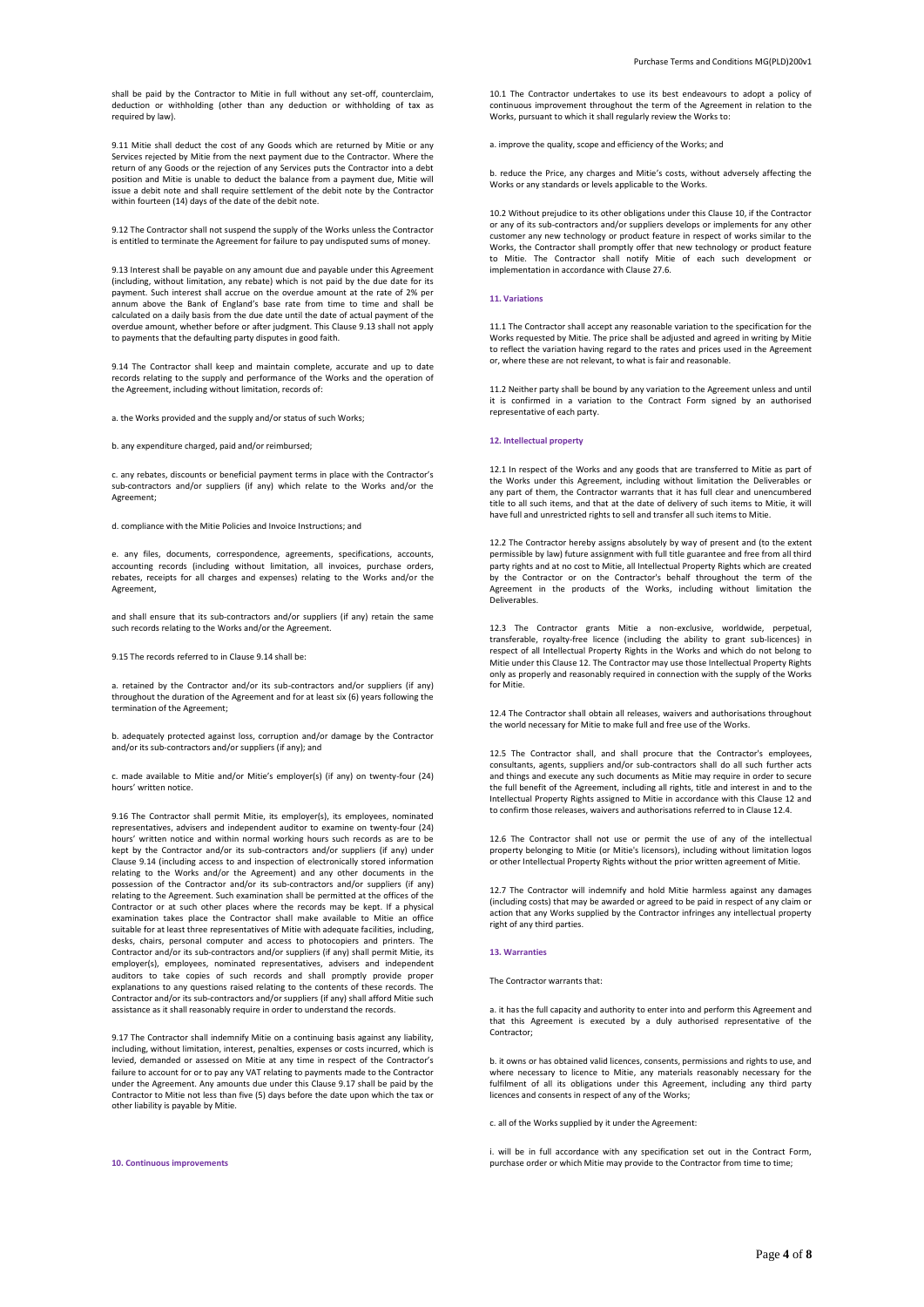shall be paid by the Contractor to Mitie in full without any set-off, counterclaim, deduction or withholding (other than any deduction or withholding of tax as required by law).

9.11 Mitie shall deduct the cost of any Goods which are returned by Mitie or any Services rejected by Mitie from the next payment due to the Contractor. Where the return of any Goods or the rejection of any Services puts the Contractor into a debt position and Mitie is unable to deduct the balance from a payment due, Mitie will issue a debit note and shall require settlement of the debit note by the Contractor within fourteen (14) days of the date of the debit note.

9.12 The Contractor shall not suspend the supply of the Works unless the Contractor is entitled to terminate the Agreement for failure to pay undisputed sums of money.

9.13 Interest shall be payable on any amount due and payable under this Agreement (including, without limitation, any rebate) which is not paid by the due date for its payment. Such interest shall accrue on the overdue amount at the rate of 2% per annum above the Bank of England's base rate from time to time and shall be calculated on a daily basis from the due date until the date of actual payment of the overdue amount, whether before or after judgment. This Clause 9.13 shall not apply to payments that the defaulting party disputes in good faith.

9.14 The Contractor shall keep and maintain complete, accurate and up to date records relating to the supply and performance of the Works and the operation of the Agreement, including without limitation, records of:

a. the Works provided and the supply and/or status of such Works;

b. any expenditure charged, paid and/or reimbursed;

c. any rebates, discounts or beneficial payment terms in place with the Contractor's sub-contractors and/or suppliers (if any) which relate to the Works and/or the Agreement;

d. compliance with the Mitie Policies and Invoice Instructions; and

e. any files, documents, correspondence, agreements, specifications, accounts, accounting records (including without limitation, all invoices, purchase orders, rebates, receipts for all charges and expenses) relating to the Works and/or the Agreement,

and shall ensure that its sub-contractors and/or suppliers (if any) retain the same such records relating to the Works and/or the Agreement.

9.15 The records referred to in Clause 9.14 shall be:

a. retained by the Contractor and/or its sub-contractors and/or suppliers (if any) throughout the duration of the Agreement and for at least six (6) years following the termination of the Agreement;

b. adequately protected against loss, corruption and/or damage by the Contractor and/or its sub-contractors and/or suppliers (if any); and

c. made available to Mitie and/or Mitie's employer(s) (if any) on twenty-four (24) hours' written notice.

9.16 The Contractor shall permit Mitie, its employer(s), its employees, nominated representatives, advisers and independent auditor to examine on twenty-four (24) hours' written notice and within normal working hours such records as are to be kept by the Contractor and/or its sub-contractors and/or suppliers (if any) under Clause 9.14 (including access to and inspection of electronically stored information relating to the Works and/or the Agreement) and any other documents in the possession of the Contractor and/or its sub-contractors and/or suppliers (if any) relating to the Agreement. Such examination shall be permitted at the offices of the Contractor or at such other places where the records may be kept. If a physical examination takes place the Contractor shall make available to Mitie an office suitable for at least three representatives of Mitie with adequate facilities, including, desks, chairs, personal computer and access to photocopiers and printers. The Contractor and/or its sub-contractors and/or suppliers (if any) shall permit Mitie, its employer(s), employees, nominated representatives, advisers and independent auditors to take copies of such records and shall promptly provide proper explanations to any questions raised relating to the contents of these records. The Contractor and/or its sub-contractors and/or suppliers (if any) shall afford Mitie such assistance as it shall reasonably require in order to understand the records.

9.17 The Contractor shall indemnify Mitie on a continuing basis against any liability, including, without limitation, interest, penalties, expenses or costs incurred, which is levied, demanded or assessed on Mitie at any time in respect of the Contractor's failure to account for or to pay any VAT relating to payments made to the Contractor under the Agreement. Any amounts due under this Clause 9.17 shall be paid by the Contractor to Mitie not less than five (5) days before the date upon which the tax or other liability is payable by Mitie.

## 10. Continuous improvements

10.1 The Contractor undertakes to use its best endeavours to adopt a policy of continuous improvement throughout the term of the Agreement in relation to the Works, pursuant to which it shall regularly review the Works to:

a. improve the quality, scope and efficiency of the Works; and

b. reduce the Price, any charges and Mitie's costs, without adversely affecting the Works or any standards or levels applicable to the Works.

10.2 Without prejudice to its other obligations under this Clause 10, if the Contractor or any of its sub-contractors and/or suppliers develops or implements for any other customer any new technology or product feature in respect of works similar to the Works, the Contractor shall promptly offer that new technology or product feature to Mitie. The Contractor shall notify Mitie of each such development or implementation in accordance with Clause 27.6.

## 11. Variations

11.1 The Contractor shall accept any reasonable variation to the specification for the Works requested by Mitie. The price shall be adjusted and agreed in writing by Mitie to reflect the variation having regard to the rates and prices used in the Agreement or, where these are not relevant, to what is fair and reasonable.

11.2 Neither party shall be bound by any variation to the Agreement unless and until it is confirmed in a variation to the Contract Form signed by an authorised representative of each party.

## 12. Intellectual property

12.1 In respect of the Works and any goods that are transferred to Mitie as part of the Works under this Agreement, including without limitation the Deliverables or any part of them, the Contractor warrants that it has full clear and unencumbered title to all such items, and that at the date of delivery of such items to Mitie, it will have full and unrestricted rights to sell and transfer all such items to Mitie.

12.2 The Contractor hereby assigns absolutely by way of present and (to the extent permissible by law) future assignment with full title guarantee and free from all third party rights and at no cost to Mitie, all Intellectual Property Rights which are created by the Contractor or on the Contractor's behalf throughout the term of the Agreement in the products of the Works, including without limitation the Deliverables.

12.3 The Contractor grants Mitie a non-exclusive, worldwide, perpetual, transferable, royalty-free licence (including the ability to grant sub-licences) in respect of all Intellectual Property Rights in the Works and which do not belong to Mitie under this Clause 12. The Contractor may use those Intellectual Property Rights only as properly and reasonably required in connection with the supply of the Works for Mitie.

12.4 The Contractor shall obtain all releases, waivers and authorisations throughout the world necessary for Mitie to make full and free use of the Works.

12.5 The Contractor shall, and shall procure that the Contractor's employees, consultants, agents, suppliers and/or sub-contractors shall do all such further acts and things and execute any such documents as Mitie may require in order to secure the full benefit of the Agreement, including all rights, title and interest in and to the Intellectual Property Rights assigned to Mitie in accordance with this Clause 12 and to confirm those releases, waivers and authorisations referred to in Clause 12.4.

12.6 The Contractor shall not use or permit the use of any of the intellectual property belonging to Mitie (or Mitie's licensors), including without limitation logos or other Intellectual Property Rights without the prior written agreement of Mitie.

12.7 The Contractor will indemnify and hold Mitie harmless against any damages (including costs) that may be awarded or agreed to be paid in respect of any claim or action that any Works supplied by the Contractor infringes any intellectual property right of any third parties.

## 13. Warranties

The Contractor warrants that:

a. it has the full capacity and authority to enter into and perform this Agreement and that this Agreement is executed by a duly authorised representative of the Contractor;

b. it owns or has obtained valid licences, consents, permissions and rights to use, and where necessary to licence to Mitie, any materials reasonably necessary for the fulfilment of all its obligations under this Agreement, including any third party licences and consents in respect of any of the Works;

c. all of the Works supplied by it under the Agreement:

i. will be in full accordance with any specification set out in the Contract Form, purchase order or which Mitie may provide to the Contractor from time to time;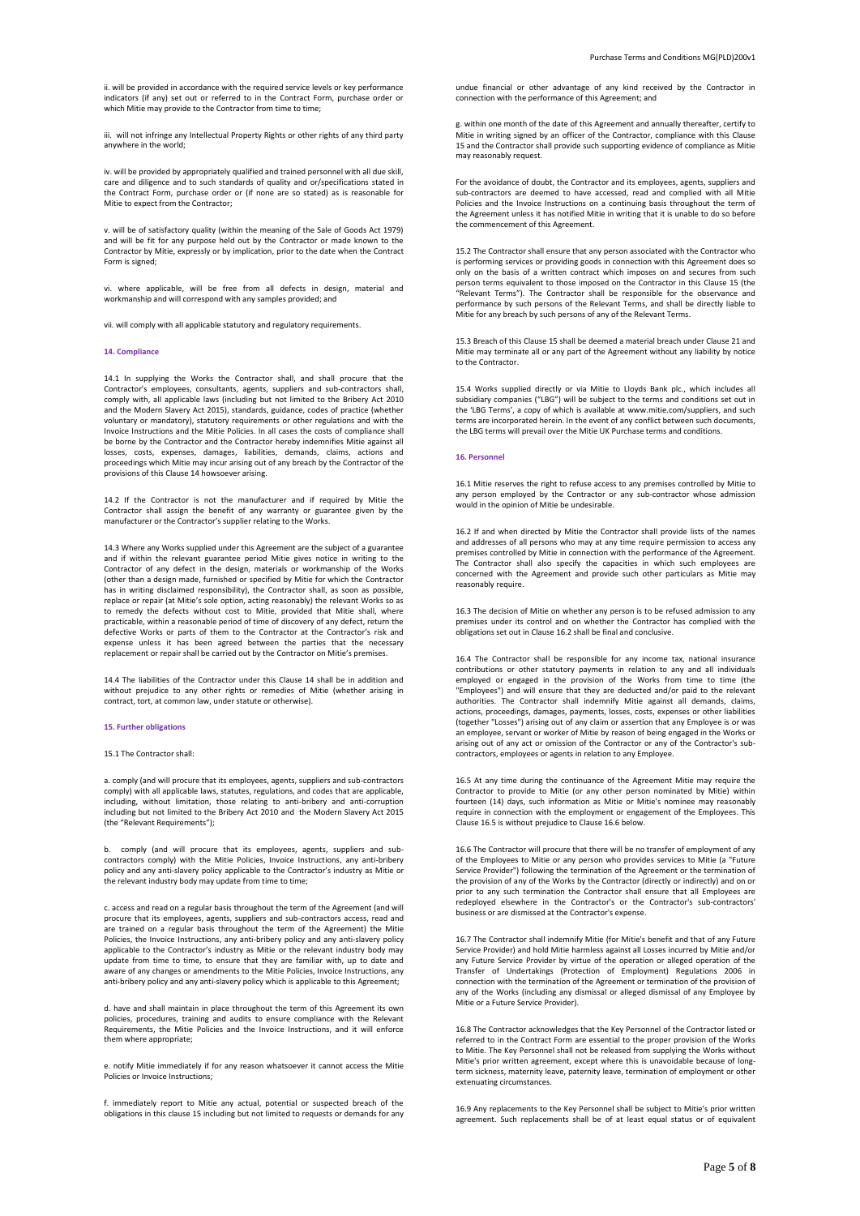ii. will be provided in accordance with the required service levels or key performance indicators (if any) set out or referred to in the Contract Form, purchase order or which Mitie may provide to the Contractor from time to time;

iii. will not infringe any Intellectual Property Rights or other rights of any third party anywhere in the world;

iv. will be provided by appropriately qualified and trained personnel with all due skill, care and diligence and to such standards of quality and or/specifications stated in the Contract Form, purchase order or (if none are so stated) as is reasonable for Mitie to expect from the Contractor;

v. will be of satisfactory quality (within the meaning of the Sale of Goods Act 1979) and will be fit for any purpose held out by the Contractor or made known to the Contractor by Mitie, expressly or by implication, prior to the date when the Contract Form is signed;

vi. where applicable, will be free from all defects in design, material and workmanship and will correspond with any samples provided; and

vii. will comply with all applicable statutory and regulatory requirements.

### 14. Compliance

14.1 In supplying the Works the Contractor shall, and shall procure that the Contractor's employees, consultants, agents, suppliers and sub-contractors shall, comply with, all applicable laws (including but not limited to the Bribery Act 2010 and the Modern Slavery Act 2015), standards, guidance, codes of practice (whether voluntary or mandatory), statutory requirements or other regulations and with the Invoice Instructions and the Mitie Policies. In all cases the costs of compliance shall be borne by the Contractor and the Contractor hereby indemnifies Mitie against all losses, costs, expenses, damages, liabilities, demands, claims, actions and proceedings which Mitie may incur arising out of any breach by the Contractor of the provisions of this Clause 14 howsoever arising.

14.2 If the Contractor is not the manufacturer and if required by Mitie the Contractor shall assign the benefit of any warranty or guarantee given by the manufacturer or the Contractor's supplier relating to the Works.

14.3 Where any Works supplied under this Agreement are the subject of a guarantee and if within the relevant guarantee period Mitie gives notice in writing to the Contractor of any defect in the design, materials or workmanship of the Works (other than a design made, furnished or specified by Mitie for which the Contractor has in writing disclaimed responsibility), the Contractor shall, as soon as possible, replace or repair (at Mitie's sole option, acting reasonably) the relevant Works so as to remedy the defects without cost to Mitie, provided that Mitie shall, where practicable, within a reasonable period of time of discovery of any defect, return the defective Works or parts of them to the Contractor at the Contractor's risk and expense unless it has been agreed between the parties that the necessary replacement or repair shall be carried out by the Contractor on Mitie's premises.

14.4 The liabilities of the Contractor under this Clause 14 shall be in addition and without prejudice to any other rights or remedies of Mitie (whether arising in contract, tort, at common law, under statute or otherwise).

### 15. Further obligations

15.1 The Contractor shall:

a. comply (and will procure that its employees, agents, suppliers and sub-contractors comply) with all applicable laws, statutes, regulations, and codes that are applicable, including, without limitation, those relating to anti-bribery and anti-corruption including but not limited to the Bribery Act 2010 and the Modern Slavery Act 2015 (the "Relevant Requirements");

b. comply (and will procure that its employees, agents, suppliers and sub-contractors comply) with the Mitie Policies, Invoice Instructions, any anti-bribery policy and any anti-slavery policy applicable to the Contractor's industry as Mitie or the relevant industry body may update from time to time;

c. access and read on a regular basis throughout the term of the Agreement (and will procure that its employees, agents, suppliers and sub-contractors access, read and are trained on a regular basis throughout the term of the Agreement) the Mitie Policies, the Invoice Instructions, any anti-bribery policy and any anti-slavery policy applicable to the Contractor's industry as Mitie or the relevant industry body may update from time to time, to ensure that they are familiar with, up to date and aware of any changes or amendments to the Mitie Policies, Invoice Instructions, any anti-bribery policy and any anti-slavery policy which is applicable to this Agreement;

d. have and shall maintain in place throughout the term of this Agreement its own policies, procedures, training and audits to ensure compliance with the Relevant Requirements, the Mitie Policies and the Invoice Instructions, and it will enforce them where appropriate;

e. notify Mitie immediately if for any reason whatsoever it cannot access the Mitie Policies or Invoice Instructions;

f. immediately report to Mitie any actual, potential or suspected breach of the obligations in this clause 15 including but not limited to requests or demands for any undue financial or other advantage of any kind received by the Contractor in connection with the performance of this Agreement; and

g. within one month of the date of this Agreement and annually thereafter, certify to Mitie in writing signed by an officer of the Contractor, compliance with this Clause 15 and the Contractor shall provide such supporting evidence of compliance as Mitie may reasonably request.

For the avoidance of doubt, the Contractor and its employees, agents, suppliers and sub-contractors are deemed to have accessed, read and complied with all Mitie Policies and the Invoice Instructions on a continuing basis throughout the term of the Agreement unless it has notified Mitie in writing that it is unable to do so before the commencement of this Agreement.

15.2 The Contractor shall ensure that any person associated with the Contractor who is performing services or providing goods in connection with this Agreement does so only on the basis of a written contract which imposes on and secures from such person terms equivalent to those imposed on the Contractor in this Clause 15 (the "Relevant Terms"). The Contractor shall be responsible for the observance and performance by such persons of the Relevant Terms, and shall be directly liable to Mitie for any breach by such persons of any of the Relevant Terms.

15.3 Breach of this Clause 15 shall be deemed a material breach under Clause 21 and Mitie may terminate all or any part of the Agreement without any liability by notice to the Contractor.

15.4 Works supplied directly or via Mitie to Lloyds Bank plc., which includes all subsidiary companies ("LBG") will be subject to the terms and conditions set out in the 'LBG Terms', a copy of which is available at www.mitie.com/suppliers, and such terms are incorporated herein. In the event of any conflict between such documents, the LBG terms will prevail over the Mitie UK Purchase terms and conditions.

### 16. Personnel

16.1 Mitie reserves the right to refuse access to any premises controlled by Mitie to any person employed by the Contractor or any sub-contractor whose admission would in the opinion of Mitie be undesirable.

16.2 If and when directed by Mitie the Contractor shall provide lists of the names and addresses of all persons who may at any time require permission to access any premises controlled by Mitie in connection with the performance of the Agreement. The Contractor shall also specify the capacities in which such employees are concerned with the Agreement and provide such other particulars as Mitie may reasonably require.

16.3 The decision of Mitie on whether any person is to be refused admission to any premises under its control and on whether the Contractor has complied with the obligations set out in Clause 16.2 shall be final and conclusive.

16.4 The Contractor shall be responsible for any income tax, national insurance contributions or other statutory payments in relation to any and all individuals employed or engaged in the provision of the Works from time to time (the "Employees") and will ensure that they are deducted and/or paid to the relevant authorities. The Contractor shall indemnify Mitie against all demands, claims, actions, proceedings, damages, payments, losses, costs, expenses or other liabilities (together "Losses") arising out of any claim or assertion that any Employee is or was an employee, servant or worker of Mitie by reason of being engaged in the Works or arising out of any act or omission of the Contractor or any of the Contractor's sub-contractors, employees or agents in relation to any Employee.

16.5 At any time during the continuance of the Agreement Mitie may require the Contractor to provide to Mitie (or any other person nominated by Mitie) within fourteen (14) days, such information as Mitie or Mitie's nominee may reasonably require in connection with the employment or engagement of the Employees. This Clause 16.5 is without prejudice to Clause 16.6 below.

16.6 The Contractor will procure that there will be no transfer of employment of any of the Employees to Mitie or any person who provides services to Mitie (a "Future Service Provider") following the termination of the Agreement or the termination of the provision of any of the Works by the Contractor (directly or indirectly) and on or prior to any such termination the Contractor shall ensure that all Employees are redeployed elsewhere in the Contractor's or the Contractor's sub-contractors' business or are dismissed at the Contractor's expense.

16.7 The Contractor shall indemnify Mitie (for Mitie's benefit and that of any Future Service Provider) and hold Mitie harmless against all Losses incurred by Mitie and/or any Future Service Provider by virtue of the operation or alleged operation of the Transfer of Undertakings (Protection of Employment) Regulations 2006 in connection with the termination of the Agreement or termination of the provision of any of the Works (including any dismissal or alleged dismissal of any Employee by Mitie or a Future Service Provider).

16.8 The Contractor acknowledges that the Key Personnel of the Contractor listed or referred to in the Contract Form are essential to the proper provision of the Works to Mitie. The Key Personnel shall not be released from supplying the Works without Mitie's prior written agreement, except where this is unavoidable because of long-term sickness, maternity leave, paternity leave, termination of employment or other extenuating circumstances.

16.9 Any replacements to the Key Personnel shall be subject to Mitie's prior written agreement. Such replacements shall be of at least equal status or of equivalent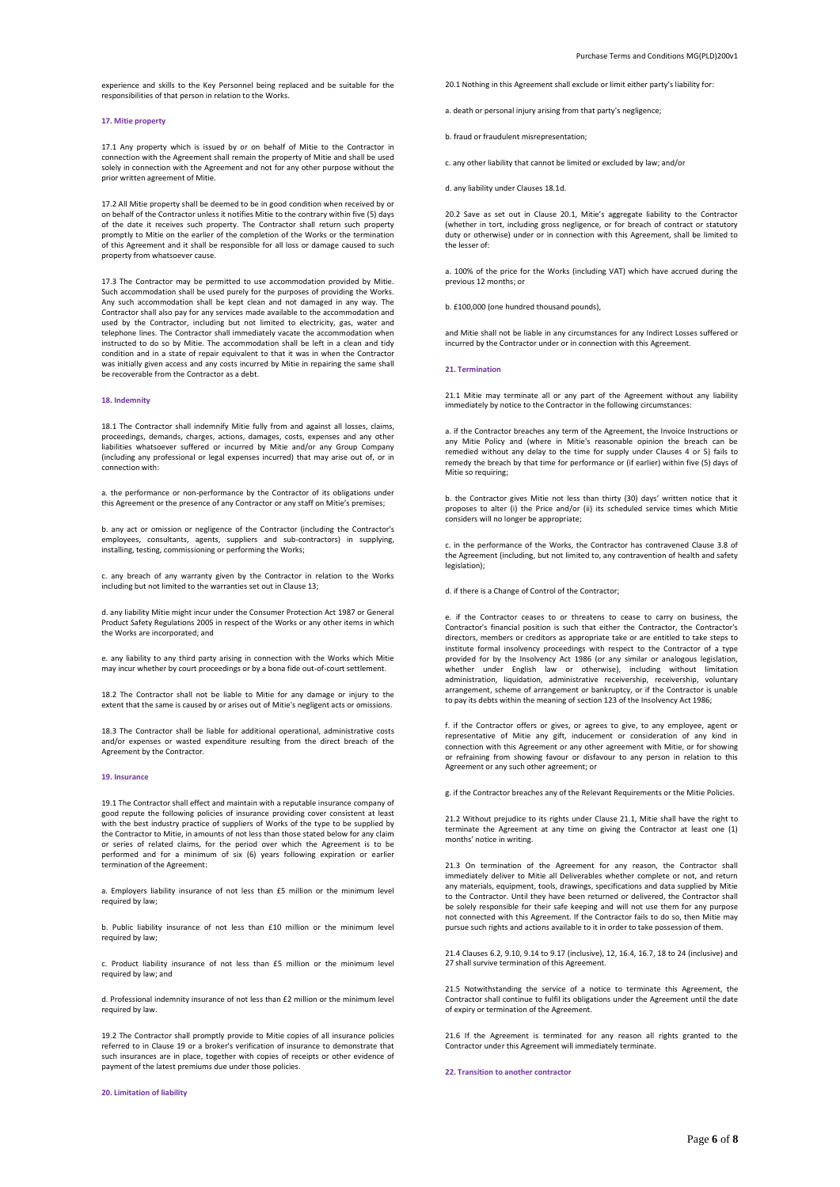experience and skills to the Key Personnel being replaced and be suitable for the responsibilities of that person in relation to the Works.

### 17. Mitie property

17.1 Any property which is issued by or on behalf of Mitie to the Contractor in connection with the Agreement shall remain the property of Mitie and shall be used solely in connection with the Agreement and not for any other purpose without the prior written agreement of Mitie.

17.2 All Mitie property shall be deemed to be in good condition when received by or on behalf of the Contractor unless it notifies Mitie to the contrary within five (5) days of the date it receives such property. The Contractor shall return such property promptly to Mitie on the earlier of the completion of the Works or the termination of this Agreement and it shall be responsible for all loss or damage caused to such property from whatsoever cause.

17.3 The Contractor may be permitted to use accommodation provided by Mitie. Such accommodation shall be used purely for the purposes of providing the Works. Any such accommodation shall be kept clean and not damaged in any way. The Contractor shall also pay for any services made available to the accommodation and used by the Contractor, including but not limited to electricity, gas, water and telephone lines. The Contractor shall immediately vacate the accommodation when instructed to do so by Mitie. The accommodation shall be left in a clean and tidy condition and in a state of repair equivalent to that it was in when the Contractor was initially given access and any costs incurred by Mitie in repairing the same shall be recoverable from the Contractor as a debt.

### 18. Indemnity

18.1 The Contractor shall indemnify Mitie fully from and against all losses, claims, proceedings, demands, charges, actions, damages, costs, expenses and any other liabilities whatsoever suffered or incurred by Mitie and/or any Group Company (including any professional or legal expenses incurred) that may arise out of, or in connection with:

a. the performance or non-performance by the Contractor of its obligations under this Agreement or the presence of any Contractor or any staff on Mitie's premises;

b. any act or omission or negligence of the Contractor (including the Contractor's employees, consultants, agents, suppliers and sub-contractors) in supplying, installing, testing, commissioning or performing the Works;

c. any breach of any warranty given by the Contractor in relation to the Works including but not limited to the warranties set out in Clause 13;

d. any liability Mitie might incur under the Consumer Protection Act 1987 or General Product Safety Regulations 2005 in respect of the Works or any other items in which the Works are incorporated; and

e. any liability to any third party arising in connection with the Works which Mitie may incur whether by court proceedings or by a bona fide out-of-court settlement.

18.2 The Contractor shall not be liable to Mitie for any damage or injury to the extent that the same is caused by or arises out of Mitie's negligent acts or omissions.

18.3 The Contractor shall be liable for additional operational, administrative costs and/or expenses or wasted expenditure resulting from the direct breach of the Agreement by the Contractor.

### 19. Insurance

19.1 The Contractor shall effect and maintain with a reputable insurance company of good repute the following policies of insurance providing cover consistent at least with the best industry practice of suppliers of Works of the type to be supplied by the Contractor to Mitie, in amounts of not less than those stated below for any claim or series of related claims, for the period over which the Agreement is to be performed and for a minimum of six (6) years following expiration or earlier termination of the Agreement:

a. Employers liability insurance of not less than £5 million or the minimum level required by law;

b. Public liability insurance of not less than £10 million or the minimum level required by law;

c. Product liability insurance of not less than £5 million or the minimum level required by law; and

d. Professional indemnity insurance of not less than £2 million or the minimum level required by law.

19.2 The Contractor shall promptly provide to Mitie copies of all insurance policies referred to in Clause 19 or a broker's verification of insurance to demonstrate that such insurances are in place, together with copies of receipts or other evidence of payment of the latest premiums due under those policies.

### 20. Limitation of liability

20.1 Nothing in this Agreement shall exclude or limit either party's liability for:

a. death or personal injury arising from that party's negligence;

b. fraud or fraudulent misrepresentation;

c. any other liability that cannot be limited or excluded by law; and/or

d. any liability under Clauses 18.1d.

20.2 Save as set out in Clause 20.1, Mitie's aggregate liability to the Contractor (whether in tort, including gross negligence, or for breach of contract or statutory duty or otherwise) under or in connection with this Agreement, shall be limited to the lesser of:

a. 100% of the price for the Works (including VAT) which have accrued during the previous 12 months; or

b. £100,000 (one hundred thousand pounds),

and Mitie shall not be liable in any circumstances for any Indirect Losses suffered or incurred by the Contractor under or in connection with this Agreement.

### 21. Termination

21.1 Mitie may terminate all or any part of the Agreement without any liability immediately by notice to the Contractor in the following circumstances:

a. if the Contractor breaches any term of the Agreement, the Invoice Instructions or any Mitie Policy and (where in Mitie's reasonable opinion the breach can be remedied without any delay to the time for supply under Clauses 4 or 5) fails to remedy the breach by that time for performance or (if earlier) within five (5) days of Mitie so requiring;

b. the Contractor gives Mitie not less than thirty (30) days' written notice that it proposes to alter (i) the Price and/or (ii) its scheduled service times which Mitie considers will no longer be appropriate;

c. in the performance of the Works, the Contractor has contravened Clause 3.8 of the Agreement (including, but not limited to, any contravention of health and safety legislation);

d. if there is a Change of Control of the Contractor;

e. if the Contractor ceases to or threatens to cease to carry on business, the Contractor's financial position is such that either the Contractor, the Contractor's directors, members or creditors as appropriate take or are entitled to take steps to institute formal insolvency proceedings with respect to the Contractor of a type provided for by the Insolvency Act 1986 (or any similar or analogous legislation, whether under English law or otherwise), including without limitation administration, liquidation, administrative receivership, receivership, voluntary arrangement, scheme of arrangement or bankruptcy, or if the Contractor is unable to pay its debts within the meaning of section 123 of the Insolvency Act 1986;

f. if the Contractor offers or gives, or agrees to give, to any employee, agent or representative of Mitie any gift, inducement or consideration of any kind in connection with this Agreement or any other agreement with Mitie, or for showing or refraining from showing favour or disfavour to any person in relation to this Agreement or any such other agreement; or

g. if the Contractor breaches any of the Relevant Requirements or the Mitie Policies.

21.2 Without prejudice to its rights under Clause 21.1, Mitie shall have the right to terminate the Agreement at any time on giving the Contractor at least one (1) months' notice in writing.

21.3 On termination of the Agreement for any reason, the Contractor shall immediately deliver to Mitie all Deliverables whether complete or not, and return any materials, equipment, tools, drawings, specifications and data supplied by Mitie to the Contractor. Until they have been returned or delivered, the Contractor shall be solely responsible for their safe keeping and will not use them for any purpose not connected with this Agreement. If the Contractor fails to do so, then Mitie may pursue such rights and actions available to it in order to take possession of them.

21.4 Clauses 6.2, 9.10, 9.14 to 9.17 (inclusive), 12, 16.4, 16.7, 18 to 24 (inclusive) and 27 shall survive termination of this Agreement.

21.5 Notwithstanding the service of a notice to terminate this Agreement, the Contractor shall continue to fulfil its obligations under the Agreement until the date of expiry or termination of the Agreement.

21.6 If the Agreement is terminated for any reason all rights granted to the Contractor under this Agreement will immediately terminate.

### 22. Transition to another contractor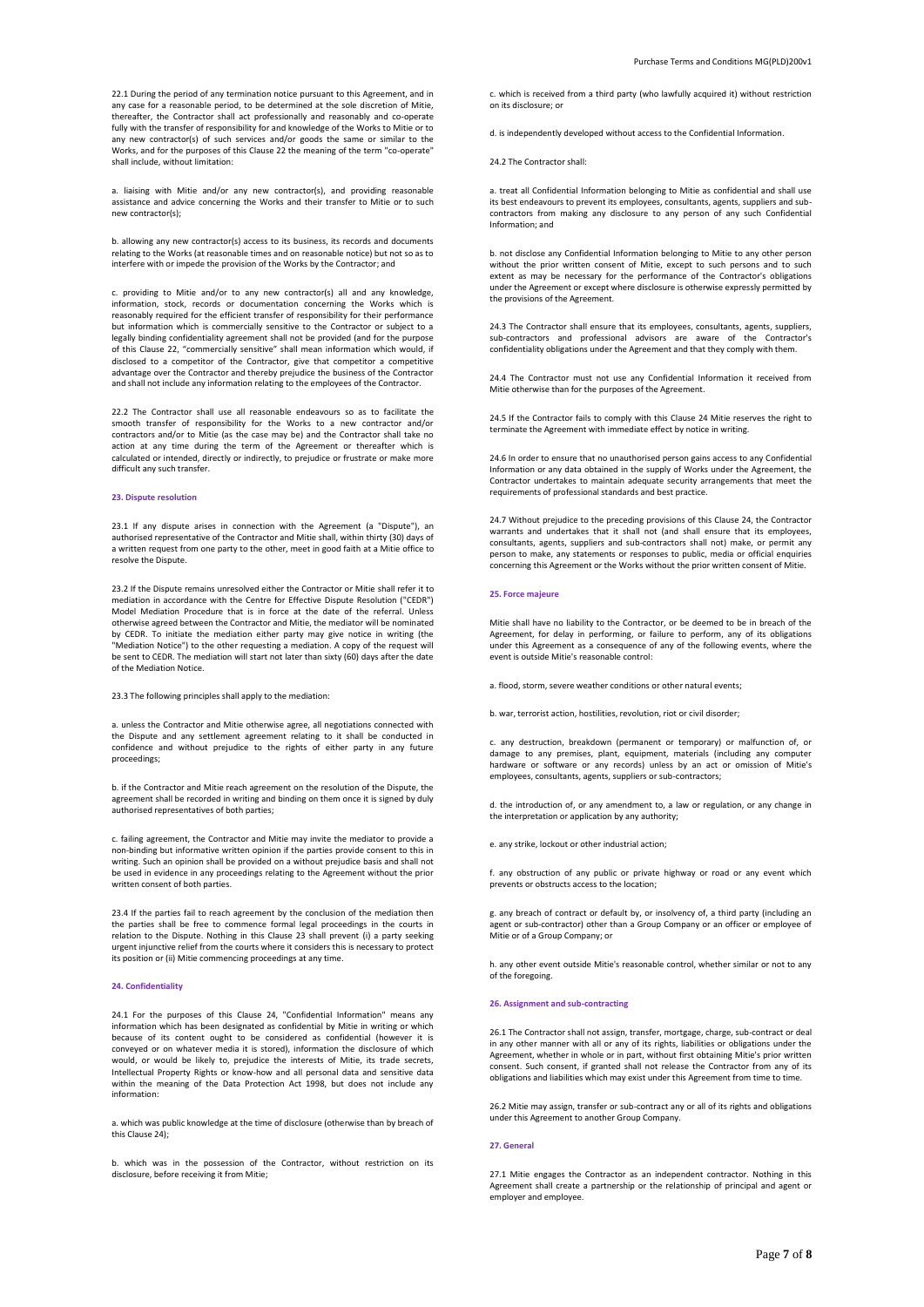22.1 During the period of any termination notice pursuant to this Agreement, and in any case for a reasonable period, to be determined at the sole discretion of Mitie, thereafter, the Contractor shall act professionally and reasonably and co-operate fully with the transfer of responsibility for and knowledge of the Works to Mitie or to any new contractor(s) of such services and/or goods the same or similar to the Works, and for the purposes of this Clause 22 the meaning of the term "co-operate" shall include, without limitation:

a. liaising with Mitie and/or any new contractor(s), and providing reasonable assistance and advice concerning the Works and their transfer to Mitie or to such new contractor(s);

b. allowing any new contractor(s) access to its business, its records and documents relating to the Works (at reasonable times and on reasonable notice) but not so as to interfere with or impede the provision of the Works by the Contractor; and

c. providing to Mitie and/or to any new contractor(s) all and any knowledge, information, stock, records or documentation concerning the Works which is reasonably required for the efficient transfer of responsibility for their performance but information which is commercially sensitive to the Contractor or subject to a legally binding confidentiality agreement shall not be provided (and for the purpose of this Clause 22, "commercially sensitive" shall mean information which would, if disclosed to a competitor of the Contractor, give that competitor a competitive advantage over the Contractor and thereby prejudice the business of the Contractor and shall not include any information relating to the employees of the Contractor.

22.2 The Contractor shall use all reasonable endeavours so as to facilitate the smooth transfer of responsibility for the Works to a new contractor and/or contractors and/or to Mitie (as the case may be) and the Contractor shall take no action at any time during the term of the Agreement or thereafter which is calculated or intended, directly or indirectly, to prejudice or frustrate or make more difficult any such transfer.

#### 23. Dispute resolution

23.1 If any dispute arises in connection with the Agreement (a "Dispute"), an authorised representative of the Contractor and Mitie shall, within thirty (30) days of a written request from one party to the other, meet in good faith at a Mitie office to resolve the Dispute.

23.2 If the Dispute remains unresolved either the Contractor or Mitie shall refer it to mediation in accordance with the Centre for Effective Dispute Resolution ("CEDR") Model Mediation Procedure that is in force at the date of the referral. Unless otherwise agreed between the Contractor and Mitie, the mediator will be nominated by CEDR. To initiate the mediation either party may give notice in writing (the "Mediation Notice") to the other requesting a mediation. A copy of the request will be sent to CEDR. The mediation will start not later than sixty (60) days after the date of the Mediation Notice.

23.3 The following principles shall apply to the mediation:

a. unless the Contractor and Mitie otherwise agree, all negotiations connected with the Dispute and any settlement agreement relating to it shall be conducted in confidence and without prejudice to the rights of either party in any future proceedings;

b. if the Contractor and Mitie reach agreement on the resolution of the Dispute, the agreement shall be recorded in writing and binding on them once it is signed by duly authorised representatives of both parties;

c. failing agreement, the Contractor and Mitie may invite the mediator to provide a non-binding but informative written opinion if the parties provide consent to this in writing. Such an opinion shall be provided on a without prejudice basis and shall not be used in evidence in any proceedings relating to the Agreement without the prior written consent of both parties.

23.4 If the parties fail to reach agreement by the conclusion of the mediation then the parties shall be free to commence formal legal proceedings in the courts in relation to the Dispute. Nothing in this Clause 23 shall prevent (i) a party seeking urgent injunctive relief from the courts where it considers this is necessary to protect its position or (ii) Mitie commencing proceedings at any time.

#### 24. Confidentiality

24.1 For the purposes of this Clause 24, "Confidential Information" means any information which has been designated as confidential by Mitie in writing or which because of its content ought to be considered as confidential (however it is conveyed or on whatever media it is stored), information the disclosure of which would, or would be likely to, prejudice the interests of Mitie, its trade secrets, Intellectual Property Rights or know-how and all personal data and sensitive data within the meaning of the Data Protection Act 1998, but does not include any information:

a. which was public knowledge at the time of disclosure (otherwise than by breach of this Clause 24);

b. which was in the possession of the Contractor, without restriction on its disclosure, before receiving it from Mitie;

c. which is received from a third party (who lawfully acquired it) without restriction on its disclosure; or

d. is independently developed without access to the Confidential Information.

24.2 The Contractor shall:

a. treat all Confidential Information belonging to Mitie as confidential and shall use its best endeavours to prevent its employees, consultants, agents, suppliers and sub-contractors from making any disclosure to any person of any such Confidential Information; and

b. not disclose any Confidential Information belonging to Mitie to any other person without the prior written consent of Mitie, except to such persons and to such extent as may be necessary for the performance of the Contractor's obligations under the Agreement or except where disclosure is otherwise expressly permitted by the provisions of the Agreement.

24.3 The Contractor shall ensure that its employees, consultants, agents, suppliers, sub-contractors and professional advisors are aware of the Contractor's confidentiality obligations under the Agreement and that they comply with them.

24.4 The Contractor must not use any Confidential Information it received from Mitie otherwise than for the purposes of the Agreement.

24.5 If the Contractor fails to comply with this Clause 24 Mitie reserves the right to terminate the Agreement with immediate effect by notice in writing.

24.6 In order to ensure that no unauthorised person gains access to any Confidential Information or any data obtained in the supply of Works under the Agreement, the Contractor undertakes to maintain adequate security arrangements that meet the requirements of professional standards and best practice.

24.7 Without prejudice to the preceding provisions of this Clause 24, the Contractor warrants and undertakes that it shall not (and shall ensure that its employees, consultants, agents, suppliers and sub-contractors shall not) make, or permit any person to make, any statements or responses to public, media or official enquiries concerning this Agreement or the Works without the prior written consent of Mitie.

#### 25. Force majeure

Mitie shall have no liability to the Contractor, or be deemed to be in breach of the Agreement, for delay in performing, or failure to perform, any of its obligations under this Agreement as a consequence of any of the following events, where the event is outside Mitie's reasonable control:

a. flood, storm, severe weather conditions or other natural events;

b. war, terrorist action, hostilities, revolution, riot or civil disorder;

c. any destruction, breakdown (permanent or temporary) or malfunction of, or damage to any premises, plant, equipment, materials (including any computer hardware or software or any records) unless by an act or omission of Mitie's employees, consultants, agents, suppliers or sub-contractors;

d. the introduction of, or any amendment to, a law or regulation, or any change in the interpretation or application by any authority;

e. any strike, lockout or other industrial action;

f. any obstruction of any public or private highway or road or any event which prevents or obstructs access to the location;

g. any breach of contract or default by, or insolvency of, a third party (including an agent or sub-contractor) other than a Group Company or an officer or employee of Mitie or of a Group Company; or

h. any other event outside Mitie's reasonable control, whether similar or not to any of the foregoing.

#### 26. Assignment and sub-contracting

26.1 The Contractor shall not assign, transfer, mortgage, charge, sub-contract or deal in any other manner with all or any of its rights, liabilities or obligations under the Agreement, whether in whole or in part, without first obtaining Mitie's prior written consent. Such consent, if granted shall not release the Contractor from any of its obligations and liabilities which may exist under this Agreement from time to time.

26.2 Mitie may assign, transfer or sub-contract any or all of its rights and obligations under this Agreement to another Group Company.

#### 27. General

27.1 Mitie engages the Contractor as an independent contractor. Nothing in this Agreement shall create a partnership or the relationship of principal and agent or employer and employee.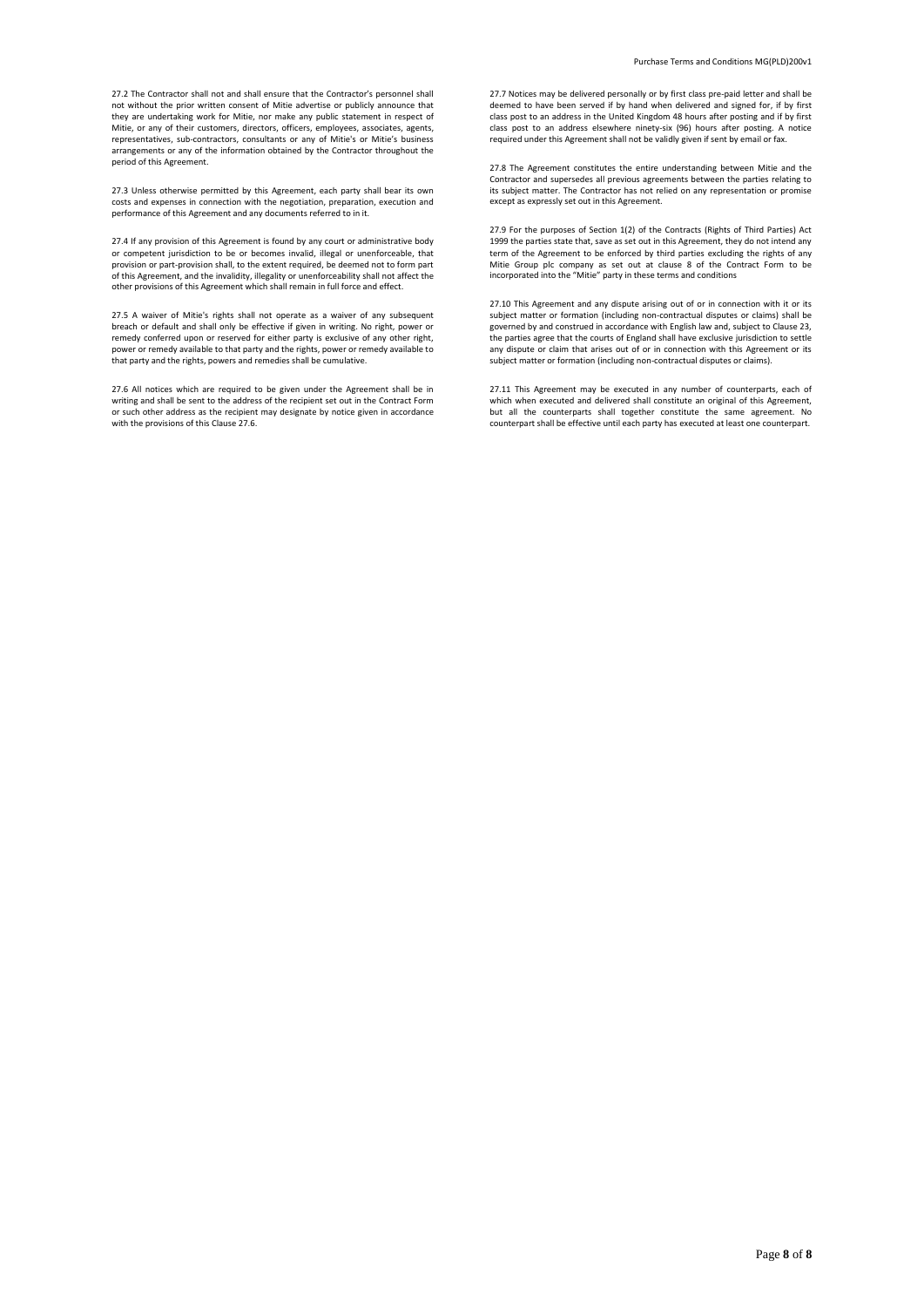27.2 The Contractor shall not and shall ensure that the Contractor's personnel shall not without the prior written consent of Mitie advertise or publicly announce that they are undertaking work for Mitie, nor make any public statement in respect of Mitie, or any of their customers, directors, officers, employees, associates, agents, representatives, sub-contractors, consultants or any of Mitie's or Mitie's business arrangements or any of the information obtained by the Contractor throughout the period of this Agreement.

27.3 Unless otherwise permitted by this Agreement, each party shall bear its own costs and expenses in connection with the negotiation, preparation, execution and performance of this Agreement and any documents referred to in it.

27.4 If any provision of this Agreement is found by any court or administrative body or competent jurisdiction to be or becomes invalid, illegal or unenforceable, that provision or part-provision shall, to the extent required, be deemed not to form part of this Agreement, and the invalidity, illegality or unenforceability shall not affect the other provisions of this Agreement which shall remain in full force and effect.

27.5 A waiver of Mitie's rights shall not operate as a waiver of any subsequent breach or default and shall only be effective if given in writing. No right, power or remedy conferred upon or reserved for either party is exclusive of any other right, power or remedy available to that party and the rights, power or remedy available to that party and the rights, powers and remedies shall be cumulative.

27.6 All notices which are required to be given under the Agreement shall be in writing and shall be sent to the address of the recipient set out in the Contract Form or such other address as the recipient may designate by notice given in accordance with the provisions of this Clause 27.6.

27.7 Notices may be delivered personally or by first class pre-paid letter and shall be deemed to have been served if by hand when delivered and signed for, if by first class post to an address in the United Kingdom 48 hours after posting and if by first class post to an address elsewhere ninety-six (96) hours after posting. A notice required under this Agreement shall not be validly given if sent by email or fax.

27.8 The Agreement constitutes the entire understanding between Mitie and the Contractor and supersedes all previous agreements between the parties relating to its subject matter. The Contractor has not relied on any representation or promise except as expressly set out in this Agreement.

27.9 For the purposes of Section 1(2) of the Contracts (Rights of Third Parties) Act 1999 the parties state that, save as set out in this Agreement, they do not intend any term of the Agreement to be enforced by third parties excluding the rights of any Mitie Group plc company as set out at clause 8 of the Contract Form to be incorporated into the "Mitie" party in these terms and conditions

27.10 This Agreement and any dispute arising out of or in connection with it or its subject matter or formation (including non-contractual disputes or claims) shall be governed by and construed in accordance with English law and, subject to Clause 23, the parties agree that the courts of England shall have exclusive jurisdiction to settle any dispute or claim that arises out of or in connection with this Agreement or its subject matter or formation (including non-contractual disputes or claims).

27.11 This Agreement may be executed in any number of counterparts, each of which when executed and delivered shall constitute an original of this Agreement, but all the counterparts shall together constitute the same agreement. No counterpart shall be effective until each party has executed at least one counterpart.